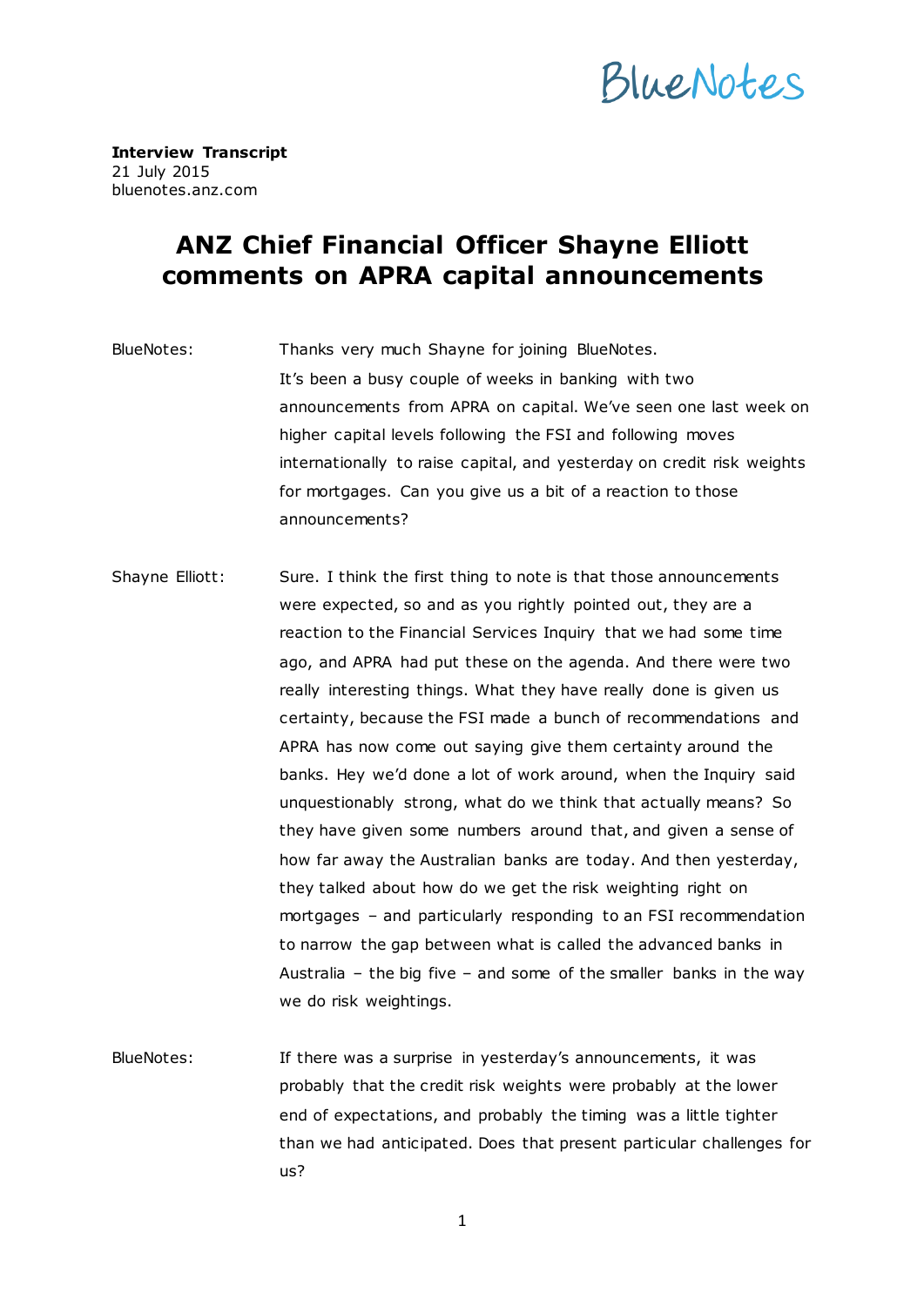**Interview Transcript**
21 July 2015
bluenotes.anz.com

# ANZ Chief Financial Officer Shayne Elliott comments on APRA capital announcements

BlueNotes: Thanks very much Shayne for joining BlueNotes. It's been a busy couple of weeks in banking with two announcements from APRA on capital. We've seen one last week on higher capital levels following the FSI and following moves internationally to raise capital, and yesterday on credit risk weights for mortgages. Can you give us a bit of a reaction to those announcements?

Shayne Elliott: Sure. I think the first thing to note is that those announcements were expected, so and as you rightly pointed out, they are a reaction to the Financial Services Inquiry that we had some time ago, and APRA had put these on the agenda. And there were two really interesting things. What they have really done is given us certainty, because the FSI made a bunch of recommendations and APRA has now come out saying give them certainty around the banks. Hey we'd done a lot of work around, when the Inquiry said unquestionably strong, what do we think that actually means? So they have given some numbers around that, and given a sense of how far away the Australian banks are today. And then yesterday, they talked about how do we get the risk weighting right on mortgages – and particularly responding to an FSI recommendation to narrow the gap between what is called the advanced banks in Australia – the big five – and some of the smaller banks in the way we do risk weightings.

BlueNotes: If there was a surprise in yesterday's announcements, it was probably that the credit risk weights were probably at the lower end of expectations, and probably the timing was a little tighter than we had anticipated. Does that present particular challenges for us?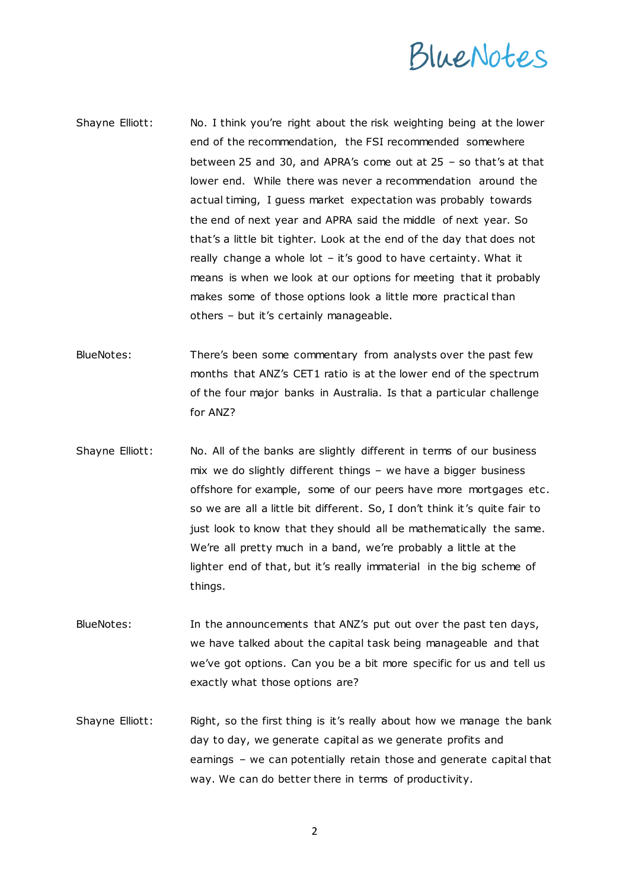**Shayne Elliott:** No. I think you're right about the risk weighting being at the lower end of the recommendation, the FSI recommended somewhere between 25 and 30, and APRA's come out at 25 – so that's at that lower end. While there was never a recommendation around the actual timing, I guess market expectation was probably towards the end of next year and APRA said the middle of next year. So that's a little bit tighter. Look at the end of the day that does not really change a whole lot – it's good to have certainty. What it means is when we look at our options for meeting that it probably makes some of those options look a little more practical than others – but it's certainly manageable.

**BlueNotes:** There's been some commentary from analysts over the past few months that ANZ's CET1 ratio is at the lower end of the spectrum of the four major banks in Australia. Is that a particular challenge for ANZ?

**Shayne Elliott:** No. All of the banks are slightly different in terms of our business mix we do slightly different things – we have a bigger business offshore for example, some of our peers have more mortgages etc. so we are all a little bit different. So, I don't think it's quite fair to just look to know that they should all be mathematically the same. We're all pretty much in a band, we're probably a little at the lighter end of that, but it's really immaterial in the big scheme of things.

**BlueNotes:** In the announcements that ANZ's put out over the past ten days, we have talked about the capital task being manageable and that we've got options. Can you be a bit more specific for us and tell us exactly what those options are?

**Shayne Elliott:** Right, so the first thing is it's really about how we manage the bank day to day, we generate capital as we generate profits and earnings – we can potentially retain those and generate capital that way. We can do better there in terms of productivity.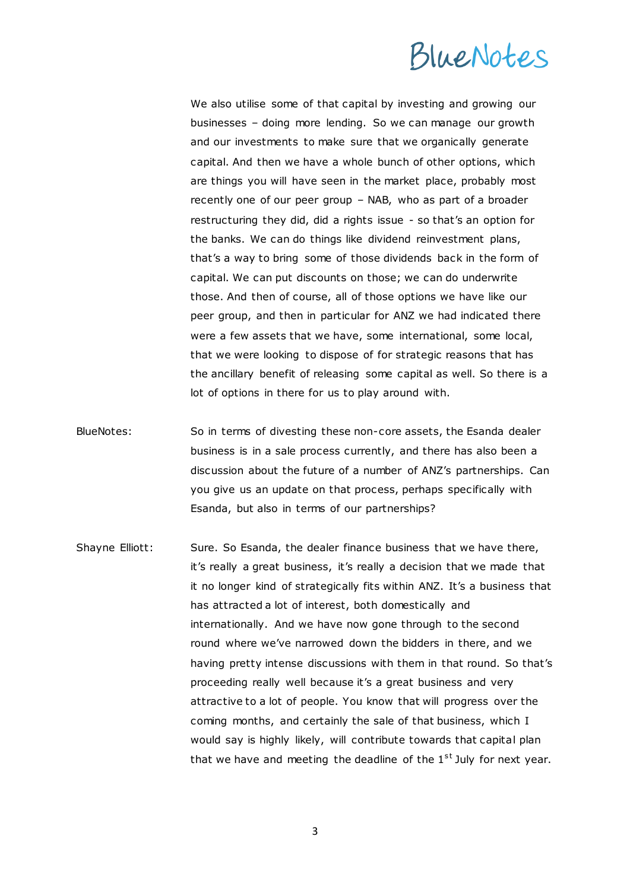We also utilise some of that capital by investing and growing our businesses – doing more lending. So we can manage our growth and our investments to make sure that we organically generate capital. And then we have a whole bunch of other options, which are things you will have seen in the market place, probably most recently one of our peer group – NAB, who as part of a broader restructuring they did, did a rights issue - so that's an option for the banks. We can do things like dividend reinvestment plans, that's a way to bring some of those dividends back in the form of capital. We can put discounts on those; we can do underwrite those. And then of course, all of those options we have like our peer group, and then in particular for ANZ we had indicated there were a few assets that we have, some international, some local, that we were looking to dispose of for strategic reasons that has the ancillary benefit of releasing some capital as well. So there is a lot of options in there for us to play around with.

BlueNotes: So in terms of divesting these non-core assets, the Esanda dealer business is in a sale process currently, and there has also been a discussion about the future of a number of ANZ's partnerships. Can you give us an update on that process, perhaps specifically with Esanda, but also in terms of our partnerships?

Shayne Elliott: Sure. So Esanda, the dealer finance business that we have there, it's really a great business, it's really a decision that we made that it no longer kind of strategically fits within ANZ. It's a business that has attracted a lot of interest, both domestically and internationally. And we have now gone through to the second round where we've narrowed down the bidders in there, and we having pretty intense discussions with them in that round. So that's proceeding really well because it's a great business and very attractive to a lot of people. You know that will progress over the coming months, and certainly the sale of that business, which I would say is highly likely, will contribute towards that capital plan that we have and meeting the deadline of the 1st July for next year.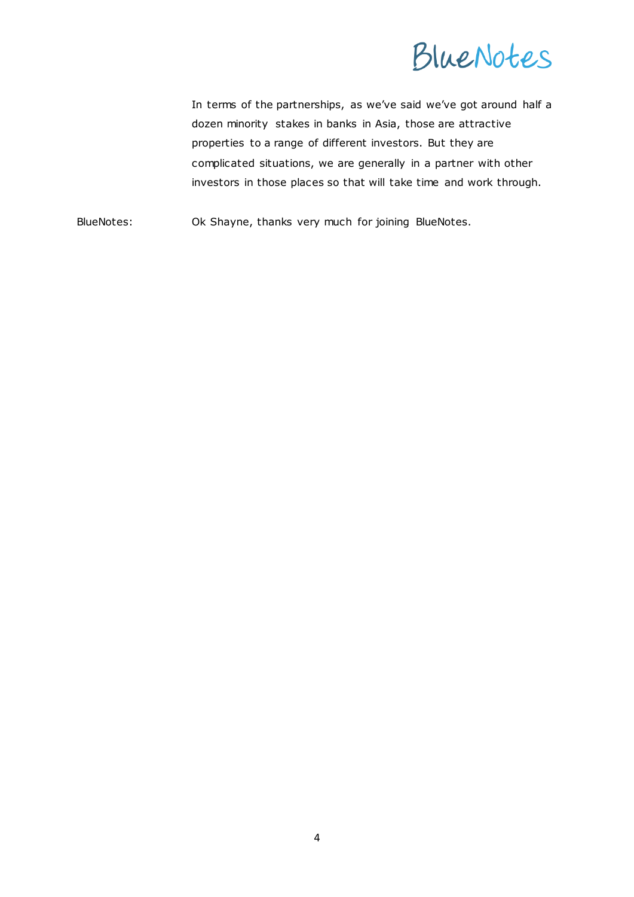In terms of the partnerships, as we've said we've got around half a dozen minority stakes in banks in Asia, those are attractive properties to a range of different investors. But they are complicated situations, we are generally in a partner with other investors in those places so that will take time and work through.

BlueNotes: Ok Shayne, thanks very much for joining BlueNotes.